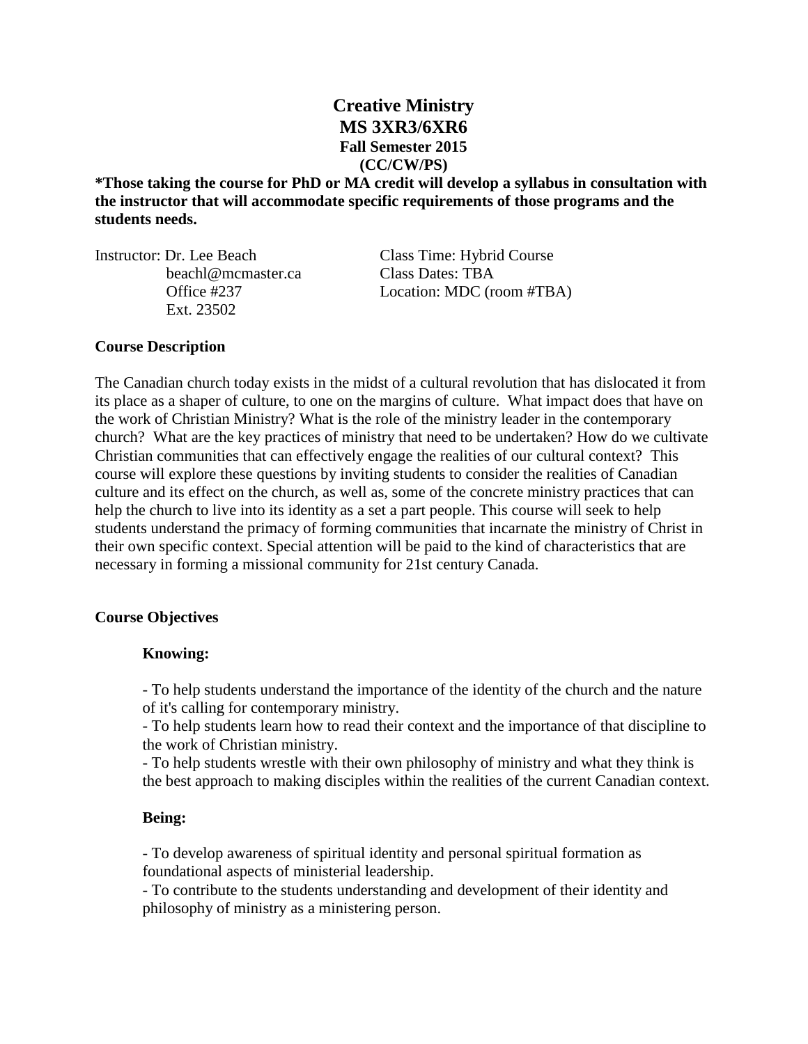# Creative Ministry
## MS 3XR3/6XR6
### Fall Semester 2015
### (CC/CW/PS)

**\*Those taking the course for PhD or MA credit will develop a syllabus in consultation with the instructor that will accommodate specific requirements of those programs and the students needs.**

Instructor: Dr. Lee Beach
beachl@mcmaster.ca
Office #237
Ext. 23502

Class Time: Hybrid Course
Class Dates: TBA
Location: MDC (room #TBA)

**Course Description**

The Canadian church today exists in the midst of a cultural revolution that has dislocated it from its place as a shaper of culture, to one on the margins of culture. What impact does that have on the work of Christian Ministry? What is the role of the ministry leader in the contemporary church? What are the key practices of ministry that need to be undertaken? How do we cultivate Christian communities that can effectively engage the realities of our cultural context? This course will explore these questions by inviting students to consider the realities of Canadian culture and its effect on the church, as well as, some of the concrete ministry practices that can help the church to live into its identity as a set a part people. This course will seek to help students understand the primacy of forming communities that incarnate the ministry of Christ in their own specific context. Special attention will be paid to the kind of characteristics that are necessary in forming a missional community for 21st century Canada.

**Course Objectives**

**Knowing:**

- To help students understand the importance of the identity of the church and the nature of it's calling for contemporary ministry.
- To help students learn how to read their context and the importance of that discipline to the work of Christian ministry.
- To help students wrestle with their own philosophy of ministry and what they think is the best approach to making disciples within the realities of the current Canadian context.

**Being:**

- To develop awareness of spiritual identity and personal spiritual formation as foundational aspects of ministerial leadership.
- To contribute to the students understanding and development of their identity and philosophy of ministry as a ministering person.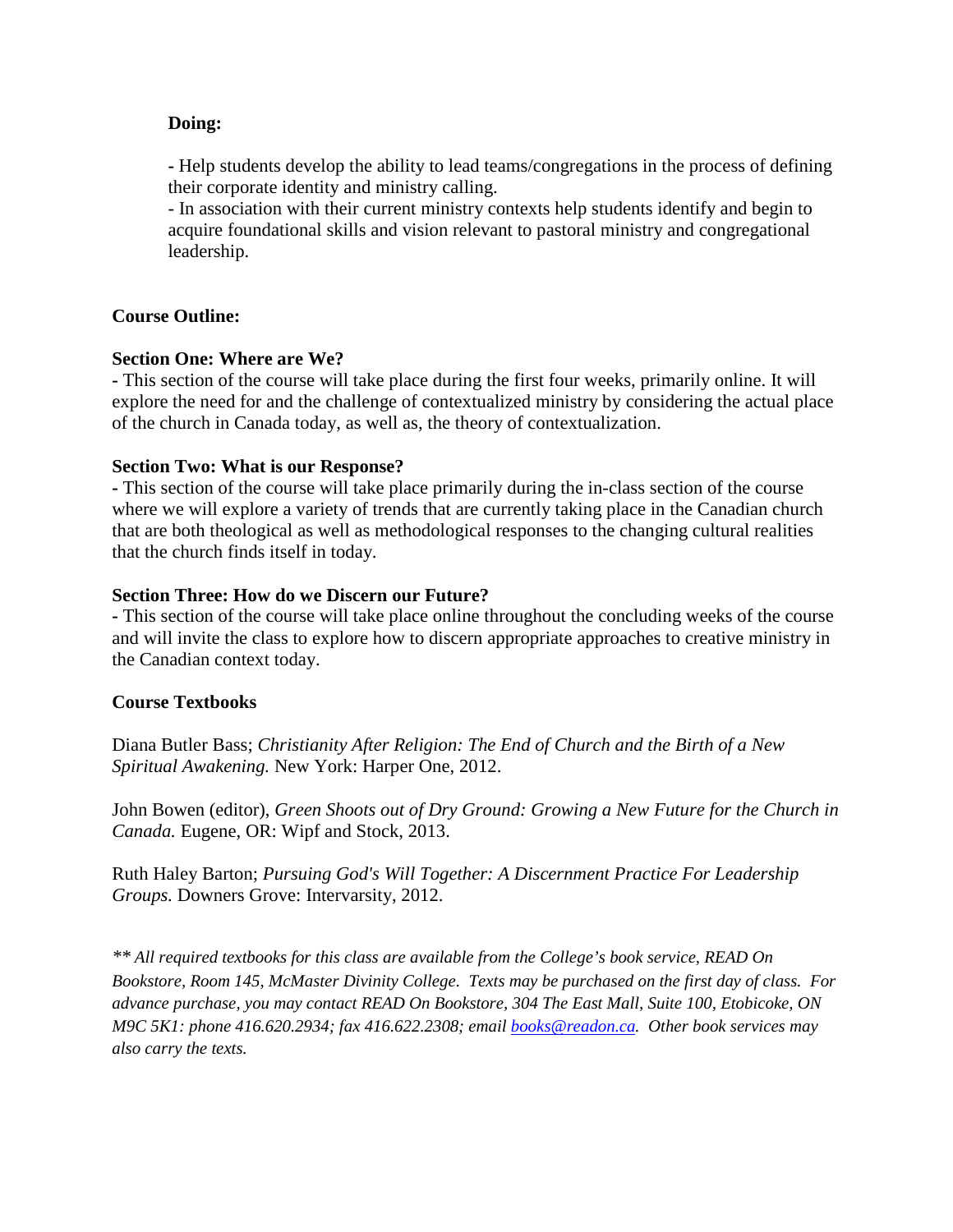**Doing:**

- Help students develop the ability to lead teams/congregations in the process of defining their corporate identity and ministry calling.
- In association with their current ministry contexts help students identify and begin to acquire foundational skills and vision relevant to pastoral ministry and congregational leadership.

**Course Outline:**

**Section One: Where are We?**
- This section of the course will take place during the first four weeks, primarily online. It will explore the need for and the challenge of contextualized ministry by considering the actual place of the church in Canada today, as well as, the theory of contextualization.

**Section Two: What is our Response?**
- This section of the course will take place primarily during the in-class section of the course where we will explore a variety of trends that are currently taking place in the Canadian church that are both theological as well as methodological responses to the changing cultural realities that the church finds itself in today.

**Section Three: How do we Discern our Future?**
- This section of the course will take place online throughout the concluding weeks of the course and will invite the class to explore how to discern appropriate approaches to creative ministry in the Canadian context today.

**Course Textbooks**

Diana Butler Bass; *Christianity After Religion: The End of Church and the Birth of a New Spiritual Awakening.* New York: Harper One, 2012.

John Bowen (editor), *Green Shoots out of Dry Ground: Growing a New Future for the Church in Canada.* Eugene, OR: Wipf and Stock, 2013.

Ruth Haley Barton; *Pursuing God's Will Together: A Discernment Practice For Leadership Groups.* Downers Grove: Intervarsity, 2012.

*** All required textbooks for this class are available from the College's book service, READ On Bookstore, Room 145, McMaster Divinity College. Texts may be purchased on the first day of class. For advance purchase, you may contact READ On Bookstore, 304 The East Mall, Suite 100, Etobicoke, ON M9C 5K1: phone 416.620.2934; fax 416.622.2308; email books@readon.ca. Other book services may also carry the texts.*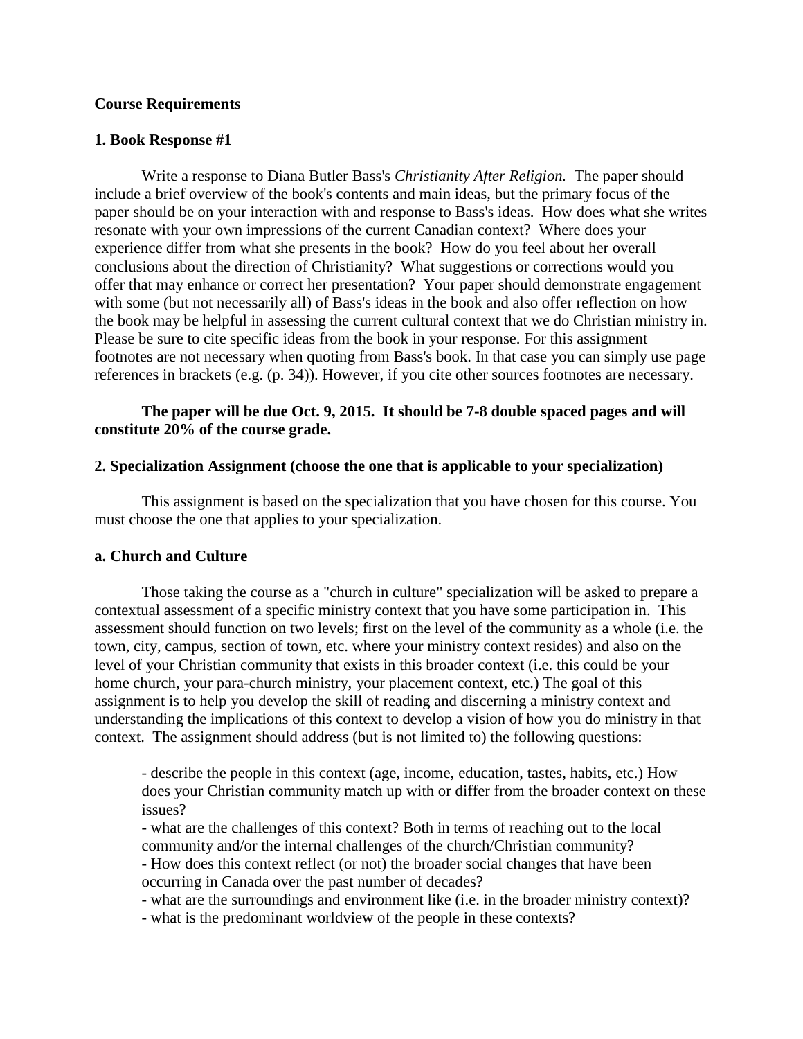**Course Requirements**

**1. Book Response #1**

Write a response to Diana Butler Bass's *Christianity After Religion.* The paper should include a brief overview of the book's contents and main ideas, but the primary focus of the paper should be on your interaction with and response to Bass's ideas. How does what she writes resonate with your own impressions of the current Canadian context? Where does your experience differ from what she presents in the book? How do you feel about her overall conclusions about the direction of Christianity? What suggestions or corrections would you offer that may enhance or correct her presentation? Your paper should demonstrate engagement with some (but not necessarily all) of Bass's ideas in the book and also offer reflection on how the book may be helpful in assessing the current cultural context that we do Christian ministry in. Please be sure to cite specific ideas from the book in your response. For this assignment footnotes are not necessary when quoting from Bass's book. In that case you can simply use page references in brackets (e.g. (p. 34)). However, if you cite other sources footnotes are necessary.

**The paper will be due Oct. 9, 2015. It should be 7-8 double spaced pages and will constitute 20% of the course grade.**

**2. Specialization Assignment (choose the one that is applicable to your specialization)**

This assignment is based on the specialization that you have chosen for this course. You must choose the one that applies to your specialization.

**a. Church and Culture**

Those taking the course as a "church in culture" specialization will be asked to prepare a contextual assessment of a specific ministry context that you have some participation in. This assessment should function on two levels; first on the level of the community as a whole (i.e. the town, city, campus, section of town, etc. where your ministry context resides) and also on the level of your Christian community that exists in this broader context (i.e. this could be your home church, your para-church ministry, your placement context, etc.) The goal of this assignment is to help you develop the skill of reading and discerning a ministry context and understanding the implications of this context to develop a vision of how you do ministry in that context. The assignment should address (but is not limited to) the following questions:

- describe the people in this context (age, income, education, tastes, habits, etc.) How does your Christian community match up with or differ from the broader context on these issues?
- what are the challenges of this context? Both in terms of reaching out to the local community and/or the internal challenges of the church/Christian community?
- How does this context reflect (or not) the broader social changes that have been occurring in Canada over the past number of decades?
- what are the surroundings and environment like (i.e. in the broader ministry context)?
- what is the predominant worldview of the people in these contexts?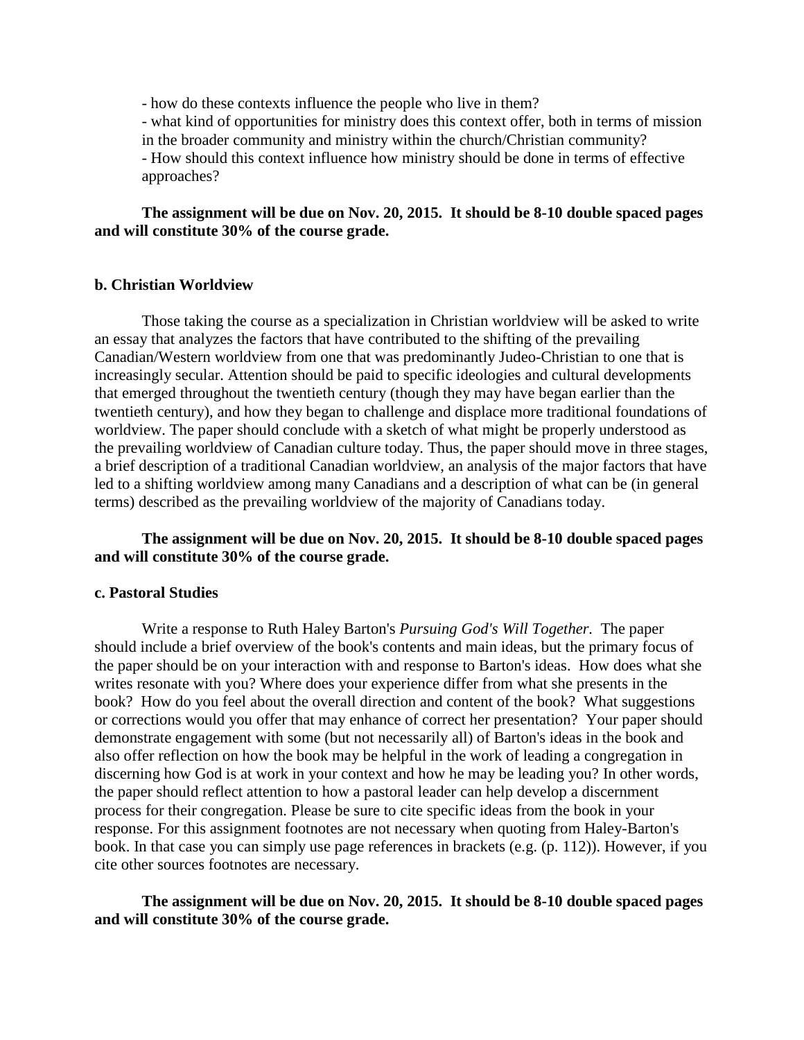- how do these contexts influence the people who live in them?
- what kind of opportunities for ministry does this context offer, both in terms of mission in the broader community and ministry within the church/Christian community?
- How should this context influence how ministry should be done in terms of effective approaches?

**The assignment will be due on Nov. 20, 2015. It should be 8-10 double spaced pages and will constitute 30% of the course grade.**

**b. Christian Worldview**

Those taking the course as a specialization in Christian worldview will be asked to write an essay that analyzes the factors that have contributed to the shifting of the prevailing Canadian/Western worldview from one that was predominantly Judeo-Christian to one that is increasingly secular. Attention should be paid to specific ideologies and cultural developments that emerged throughout the twentieth century (though they may have began earlier than the twentieth century), and how they began to challenge and displace more traditional foundations of worldview. The paper should conclude with a sketch of what might be properly understood as the prevailing worldview of Canadian culture today. Thus, the paper should move in three stages, a brief description of a traditional Canadian worldview, an analysis of the major factors that have led to a shifting worldview among many Canadians and a description of what can be (in general terms) described as the prevailing worldview of the majority of Canadians today.

**The assignment will be due on Nov. 20, 2015. It should be 8-10 double spaced pages and will constitute 30% of the course grade.**

**c. Pastoral Studies**

Write a response to Ruth Haley Barton's *Pursuing God's Will Together.* The paper should include a brief overview of the book's contents and main ideas, but the primary focus of the paper should be on your interaction with and response to Barton's ideas. How does what she writes resonate with you? Where does your experience differ from what she presents in the book? How do you feel about the overall direction and content of the book? What suggestions or corrections would you offer that may enhance of correct her presentation? Your paper should demonstrate engagement with some (but not necessarily all) of Barton's ideas in the book and also offer reflection on how the book may be helpful in the work of leading a congregation in discerning how God is at work in your context and how he may be leading you? In other words, the paper should reflect attention to how a pastoral leader can help develop a discernment process for their congregation. Please be sure to cite specific ideas from the book in your response. For this assignment footnotes are not necessary when quoting from Haley-Barton's book. In that case you can simply use page references in brackets (e.g. (p. 112)). However, if you cite other sources footnotes are necessary.

**The assignment will be due on Nov. 20, 2015. It should be 8-10 double spaced pages and will constitute 30% of the course grade.**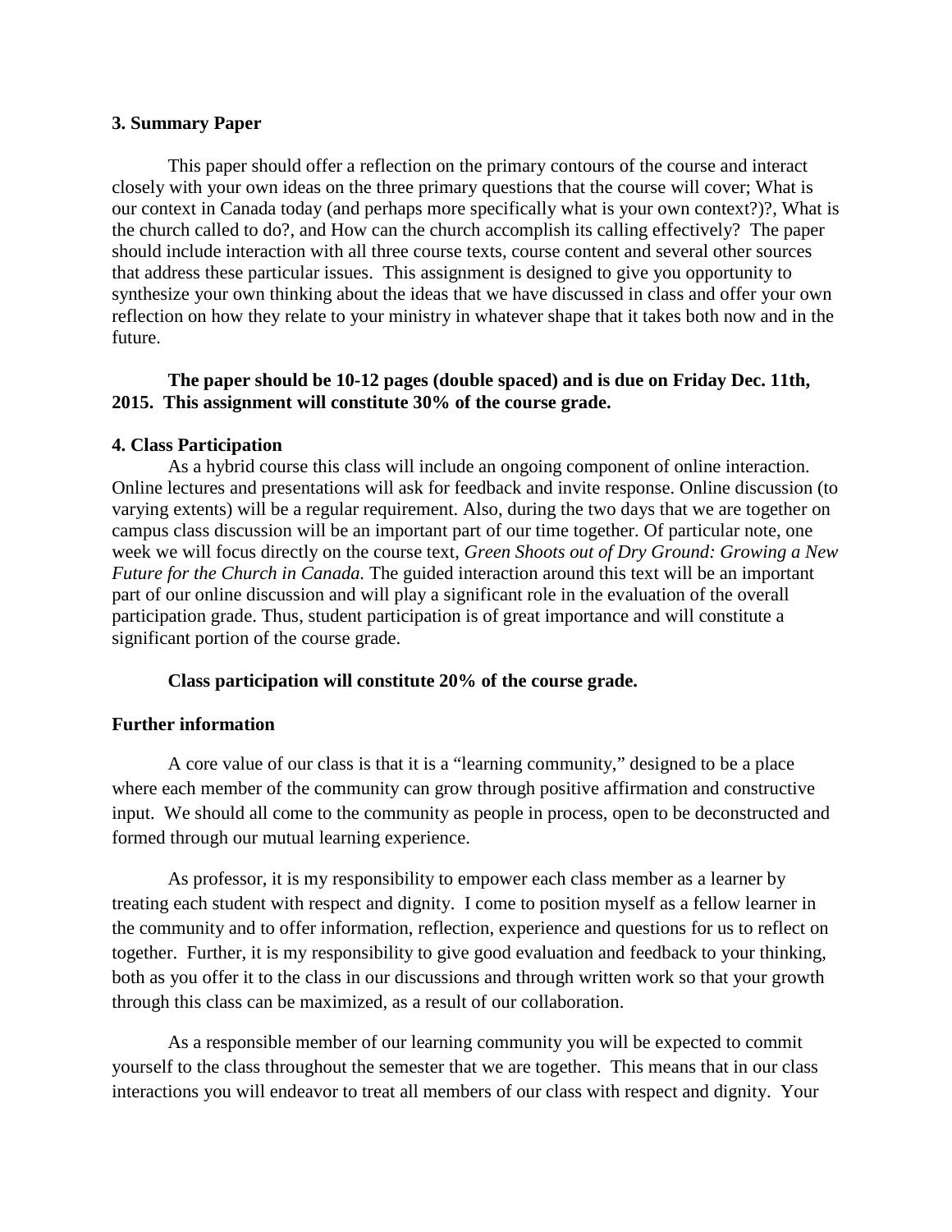**3. Summary Paper**

This paper should offer a reflection on the primary contours of the course and interact closely with your own ideas on the three primary questions that the course will cover; What is our context in Canada today (and perhaps more specifically what is your own context?)?, What is the church called to do?, and How can the church accomplish its calling effectively? The paper should include interaction with all three course texts, course content and several other sources that address these particular issues. This assignment is designed to give you opportunity to synthesize your own thinking about the ideas that we have discussed in class and offer your own reflection on how they relate to your ministry in whatever shape that it takes both now and in the future.

**The paper should be 10-12 pages (double spaced) and is due on Friday Dec. 11th, 2015. This assignment will constitute 30% of the course grade.**

**4. Class Participation**

As a hybrid course this class will include an ongoing component of online interaction. Online lectures and presentations will ask for feedback and invite response. Online discussion (to varying extents) will be a regular requirement. Also, during the two days that we are together on campus class discussion will be an important part of our time together. Of particular note, one week we will focus directly on the course text, *Green Shoots out of Dry Ground: Growing a New Future for the Church in Canada.* The guided interaction around this text will be an important part of our online discussion and will play a significant role in the evaluation of the overall participation grade. Thus, student participation is of great importance and will constitute a significant portion of the course grade.

**Class participation will constitute 20% of the course grade.**

**Further information**

A core value of our class is that it is a "learning community," designed to be a place where each member of the community can grow through positive affirmation and constructive input. We should all come to the community as people in process, open to be deconstructed and formed through our mutual learning experience.

As professor, it is my responsibility to empower each class member as a learner by treating each student with respect and dignity. I come to position myself as a fellow learner in the community and to offer information, reflection, experience and questions for us to reflect on together. Further, it is my responsibility to give good evaluation and feedback to your thinking, both as you offer it to the class in our discussions and through written work so that your growth through this class can be maximized, as a result of our collaboration.

As a responsible member of our learning community you will be expected to commit yourself to the class throughout the semester that we are together. This means that in our class interactions you will endeavor to treat all members of our class with respect and dignity. Your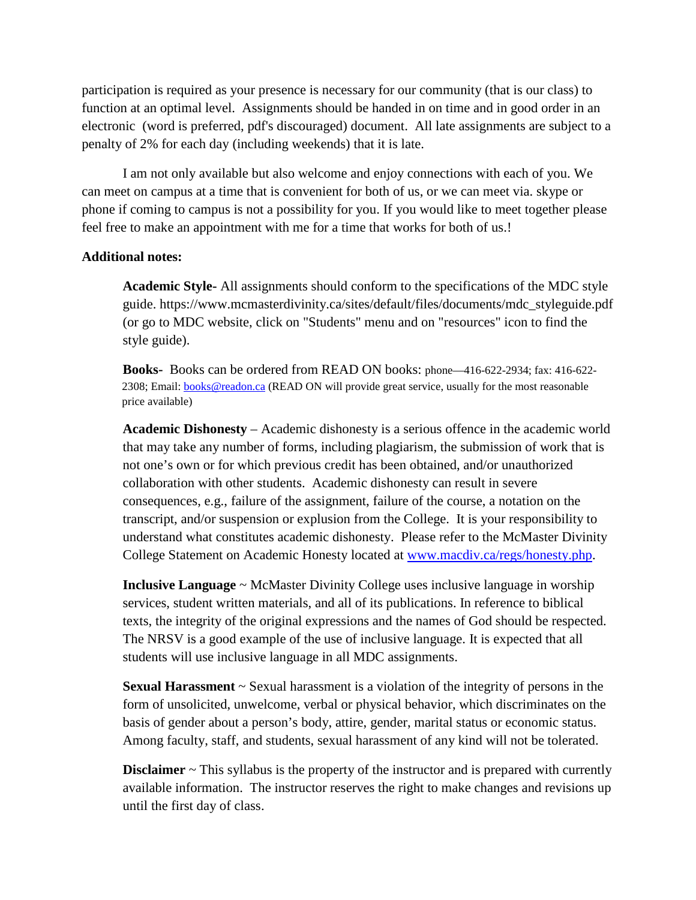participation is required as your presence is necessary for our community (that is our class) to function at an optimal level. Assignments should be handed in on time and in good order in an electronic (word is preferred, pdf's discouraged) document. All late assignments are subject to a penalty of 2% for each day (including weekends) that it is late.

I am not only available but also welcome and enjoy connections with each of you. We can meet on campus at a time that is convenient for both of us, or we can meet via. skype or phone if coming to campus is not a possibility for you. If you would like to meet together please feel free to make an appointment with me for a time that works for both of us.!

**Additional notes:**

**Academic Style-** All assignments should conform to the specifications of the MDC style guide. https://www.mcmasterdivinity.ca/sites/default/files/documents/mdc_styleguide.pdf (or go to MDC website, click on "Students" menu and on "resources" icon to find the style guide).

**Books-** Books can be ordered from READ ON books: phone—416-622-2934; fax: 416-622-2308; Email: books@readon.ca (READ ON will provide great service, usually for the most reasonable price available)

**Academic Dishonesty** – Academic dishonesty is a serious offence in the academic world that may take any number of forms, including plagiarism, the submission of work that is not one's own or for which previous credit has been obtained, and/or unauthorized collaboration with other students. Academic dishonesty can result in severe consequences, e.g., failure of the assignment, failure of the course, a notation on the transcript, and/or suspension or explusion from the College. It is your responsibility to understand what constitutes academic dishonesty. Please refer to the McMaster Divinity College Statement on Academic Honesty located at www.macdiv.ca/regs/honesty.php.

**Inclusive Language** ~ McMaster Divinity College uses inclusive language in worship services, student written materials, and all of its publications. In reference to biblical texts, the integrity of the original expressions and the names of God should be respected. The NRSV is a good example of the use of inclusive language. It is expected that all students will use inclusive language in all MDC assignments.

**Sexual Harassment** ~ Sexual harassment is a violation of the integrity of persons in the form of unsolicited, unwelcome, verbal or physical behavior, which discriminates on the basis of gender about a person's body, attire, gender, marital status or economic status. Among faculty, staff, and students, sexual harassment of any kind will not be tolerated.

**Disclaimer** ~ This syllabus is the property of the instructor and is prepared with currently available information. The instructor reserves the right to make changes and revisions up until the first day of class.